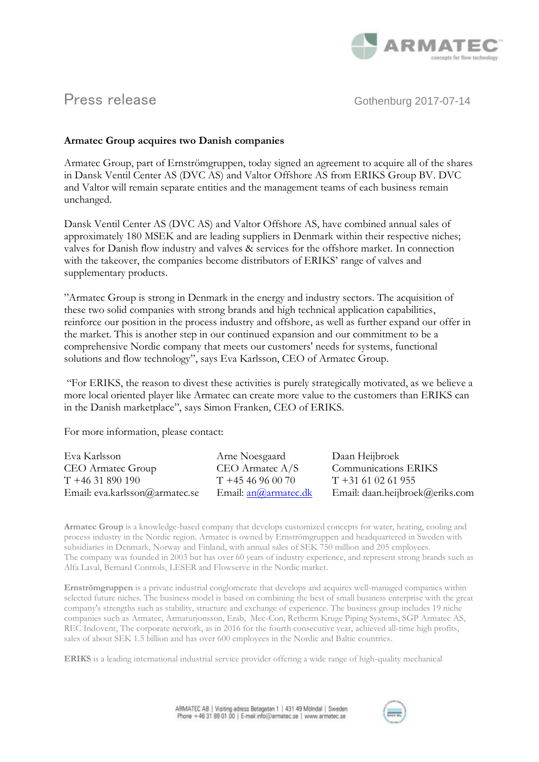Press release

Gothenburg 2017-07-14

**Armatec Group acquires two Danish companies**

Armatec Group, part of Ernströmgruppen, today signed an agreement to acquire all of the shares in Dansk Ventil Center AS (DVC AS) and Valtor Offshore AS from ERIKS Group BV. DVC and Valtor will remain separate entities and the management teams of each business remain unchanged.

Dansk Ventil Center AS (DVC AS) and Valtor Offshore AS, have combined annual sales of approximately 180 MSEK and are leading suppliers in Denmark within their respective niches; valves for Danish flow industry and valves & services for the offshore market. In connection with the takeover, the companies become distributors of ERIKS' range of valves and supplementary products.

"Armatec Group is strong in Denmark in the energy and industry sectors. The acquisition of these two solid companies with strong brands and high technical application capabilities, reinforce our position in the process industry and offshore, as well as further expand our offer in the market. This is another step in our continued expansion and our commitment to be a comprehensive Nordic company that meets our customers' needs for systems, functional solutions and flow technology", says Eva Karlsson, CEO of Armatec Group.

"For ERIKS, the reason to divest these activities is purely strategically motivated, as we believe a more local oriented player like Armatec can create more value to the customers than ERIKS can in the Danish marketplace", says Simon Franken, CEO of ERIKS.

For more information, please contact:

| Eva Karlsson | Arne Noesgaard | Daan Heijbroek |
|---|---|---|
| CEO Armatec Group | CEO Armatec A/S | Communications ERIKS |
| T +46 31 890 190 | T +45 46 96 00 70 | T +31 61 02 61 955 |
| Email: eva.karlsson@armatec.se | Email: an@armatec.dk | Email: daan.heijbroek@eriks.com |

**Armatec Group** is a knowledge-based company that develops customized concepts for water, heating, cooling and process industry in the Nordic region. Armatec is owned by Ernströmgruppen and headquartered in Sweden with subsidiaries in Denmark, Norway and Finland, with annual sales of SEK 750 million and 205 employees. The company was founded in 2003 but has over 60 years of industry experience, and represent strong brands such as Alfa Laval, Bernard Controls, LESER and Flowserve in the Nordic market.

**Ernströmgruppen** is a private industrial conglomerate that develops and acquires well-managed companies within selected future niches. The business model is based on combining the best of small business enterprise with the great company's strengths such as stability, structure and exchange of experience. The business group includes 19 niche companies such as Armatec, Armaturjonsson, Erab, Mec-Con, Retherm Kruge Piping Systems, SGP Armatec AS, REC Indovent, The corporate network, as in 2016 for the fourth consecutive year, achieved all-time high profits, sales of about SEK 1.5 billion and has over 600 employees in the Nordic and Baltic countries.

**ERIKS** is a leading international industrial service provider offering a wide range of high-quality mechanical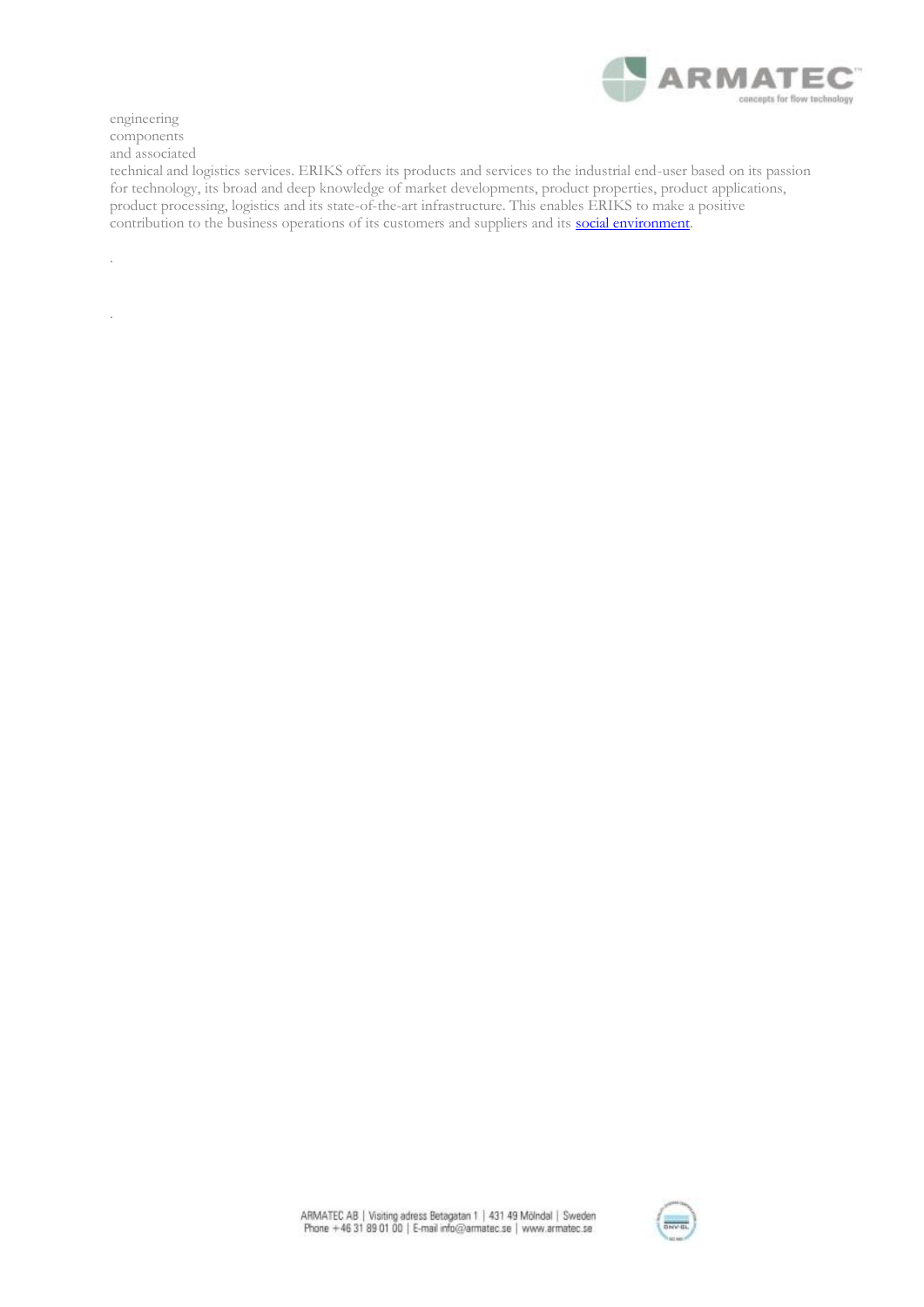engineering
components
and associated
technical and logistics services. ERIKS offers its products and services to the industrial end-user based on its passion for technology, its broad and deep knowledge of market developments, product properties, product applications, product processing, logistics and its state-of-the-art infrastructure. This enables ERIKS to make a positive contribution to the business operations of its customers and suppliers and its social environment.

.

.